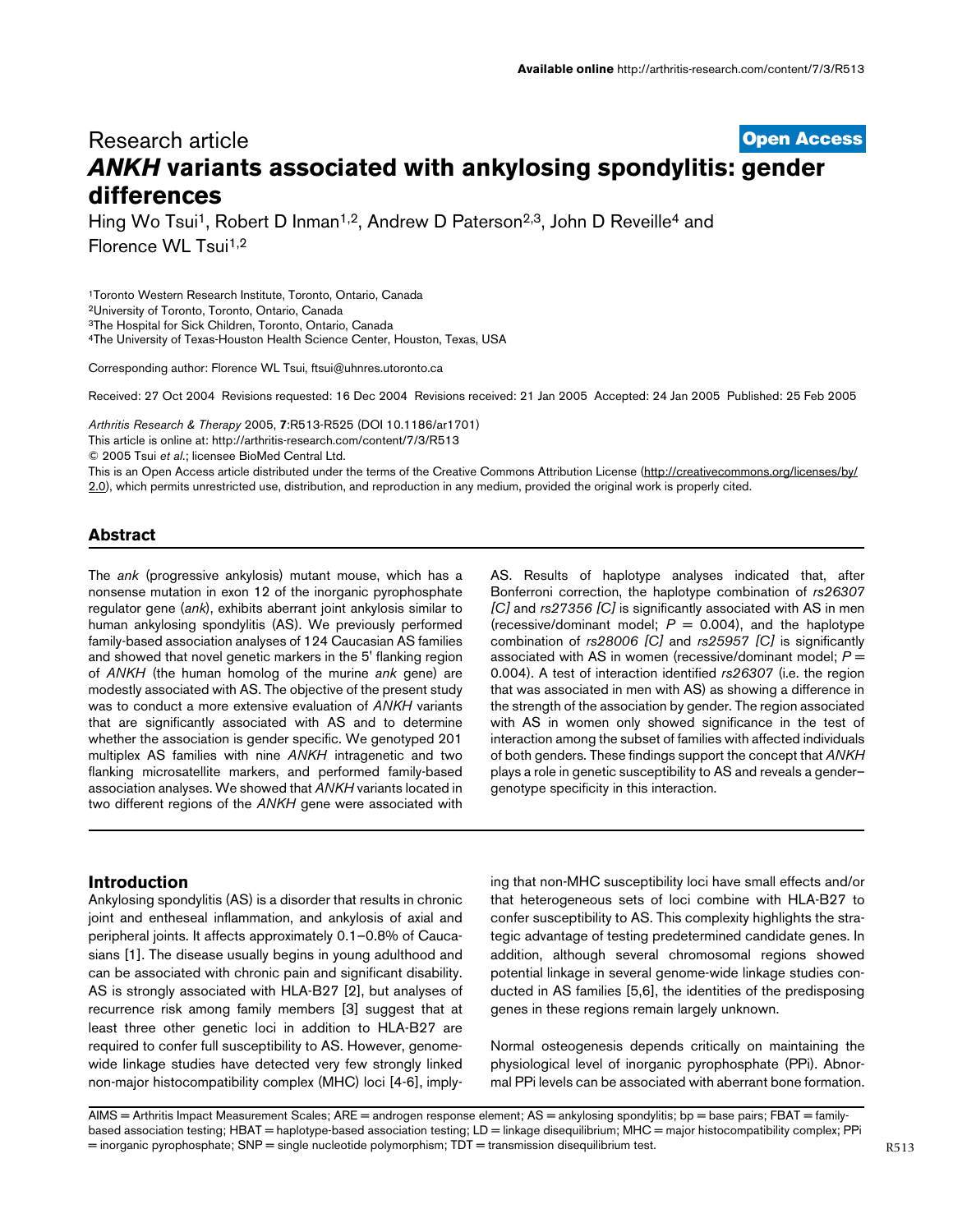Research article

**Open Access**

# *ANKH* variants associated with ankylosing spondylitis: gender differences

Hing Wo Tsui[1], Robert D Inman[1,2], Andrew D Paterson[2,3], John D Reveille[4] and Florence WL Tsui[1,2]

[1]Toronto Western Research Institute, Toronto, Ontario, Canada
[2]University of Toronto, Toronto, Ontario, Canada
[3]The Hospital for Sick Children, Toronto, Ontario, Canada
[4]The University of Texas-Houston Health Science Center, Houston, Texas, USA

Corresponding author: Florence WL Tsui, ftsui@uhnres.utoronto.ca

Received: 27 Oct 2004 Revisions requested: 16 Dec 2004 Revisions received: 21 Jan 2005 Accepted: 24 Jan 2005 Published: 25 Feb 2005

*Arthritis Research & Therapy* 2005, **7**:R513-R525 (DOI 10.1186/ar1701)
This article is online at: http://arthritis-research.com/content/7/3/R513
© 2005 Tsui *et al.*; licensee BioMed Central Ltd.
This is an Open Access article distributed under the terms of the Creative Commons Attribution License (http://creativecommons.org/licenses/by/2.0), which permits unrestricted use, distribution, and reproduction in any medium, provided the original work is properly cited.

## Abstract

The *ank* (progressive ankylosis) mutant mouse, which has a nonsense mutation in exon 12 of the inorganic pyrophosphate regulator gene (*ank*), exhibits aberrant joint ankylosis similar to human ankylosing spondylitis (AS). We previously performed family-based association analyses of 124 Caucasian AS families and showed that novel genetic markers in the 5' flanking region of *ANKH* (the human homolog of the murine *ank* gene) are modestly associated with AS. The objective of the present study was to conduct a more extensive evaluation of *ANKH* variants that are significantly associated with AS and to determine whether the association is gender specific. We genotyped 201 multiplex AS families with nine *ANKH* intragenetic and two flanking microsatellite markers, and performed family-based association analyses. We showed that *ANKH* variants located in two different regions of the *ANKH* gene were associated with AS. Results of haplotype analyses indicated that, after Bonferroni correction, the haplotype combination of *rs26307 [C]* and *rs27356 [C]* is significantly associated with AS in men (recessive/dominant model; $P = 0.004$), and the haplotype combination of *rs28006 [C]* and *rs25957 [C]* is significantly associated with AS in women (recessive/dominant model; $P = 0.004$). A test of interaction identified *rs26307* (i.e. the region that was associated in men with AS) as showing a difference in the strength of the association by gender. The region associated with AS in women only showed significance in the test of interaction among the subset of families with affected individuals of both genders. These findings support the concept that *ANKH* plays a role in genetic susceptibility to AS and reveals a gender–genotype specificity in this interaction.

## Introduction

Ankylosing spondylitis (AS) is a disorder that results in chronic joint and entheseal inflammation, and ankylosis of axial and peripheral joints. It affects approximately 0.1–0.8% of Caucasians [1]. The disease usually begins in young adulthood and can be associated with chronic pain and significant disability. AS is strongly associated with HLA-B27 [2], but analyses of recurrence risk among family members [3] suggest that at least three other genetic loci in addition to HLA-B27 are required to confer full susceptibility to AS. However, genome-wide linkage studies have detected very few strongly linked non-major histocompatibility complex (MHC) loci [4-6], implying that non-MHC susceptibility loci have small effects and/or that heterogeneous sets of loci combine with HLA-B27 to confer susceptibility to AS. This complexity highlights the strategic advantage of testing predetermined candidate genes. In addition, although several chromosomal regions showed potential linkage in several genome-wide linkage studies conducted in AS families [5,6], the identities of the predisposing genes in these regions remain largely unknown.

Normal osteogenesis depends critically on maintaining the physiological level of inorganic pyrophosphate (PPi). Abnormal PPi levels can be associated with aberrant bone formation.

AIMS = Arthritis Impact Measurement Scales; ARE = androgen response element; AS = ankylosing spondylitis; bp = base pairs; FBAT = family-based association testing; HBAT = haplotype-based association testing; LD = linkage disequilibrium; MHC = major histocompatibility complex; PPi = inorganic pyrophosphate; SNP = single nucleotide polymorphism; TDT = transmission disequilibrium test.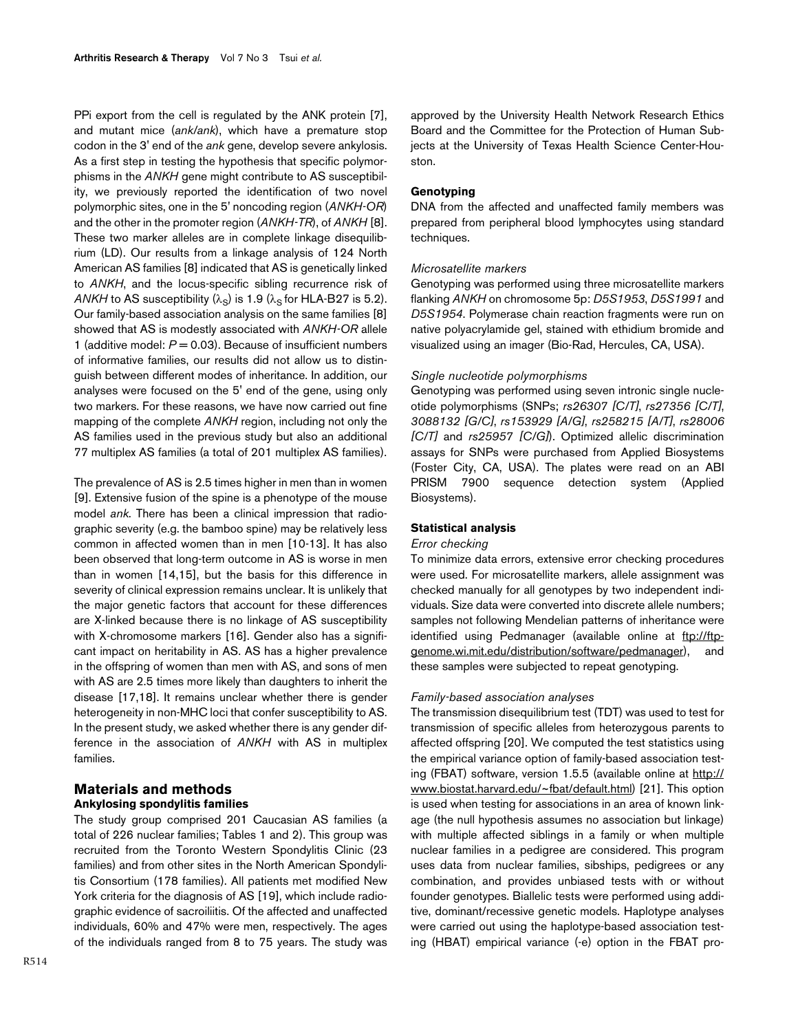PPi export from the cell is regulated by the ANK protein [7], and mutant mice (*ank/ank*), which have a premature stop codon in the 3' end of the *ank* gene, develop severe ankylosis. As a first step in testing the hypothesis that specific polymorphisms in the *ANKH* gene might contribute to AS susceptibility, we previously reported the identification of two novel polymorphic sites, one in the 5' noncoding region (*ANKH-OR*) and the other in the promoter region (*ANKH-TR*), of *ANKH* [8]. These two marker alleles are in complete linkage disequilibrium (LD). Our results from a linkage analysis of 124 North American AS families [8] indicated that AS is genetically linked to *ANKH*, and the locus-specific sibling recurrence risk of *ANKH* to AS susceptibility ($\lambda_S$) is 1.9 ($\lambda_S$ for HLA-B27 is 5.2). Our family-based association analysis on the same families [8] showed that AS is modestly associated with *ANKH-OR* allele 1 (additive model: $P = 0.03$). Because of insufficient numbers of informative families, our results did not allow us to distinguish between different modes of inheritance. In addition, our analyses were focused on the 5' end of the gene, using only two markers. For these reasons, we have now carried out fine mapping of the complete *ANKH* region, including not only the AS families used in the previous study but also an additional 77 multiplex AS families (a total of 201 multiplex AS families).

The prevalence of AS is 2.5 times higher in men than in women [9]. Extensive fusion of the spine is a phenotype of the mouse model *ank*. There has been a clinical impression that radiographic severity (e.g. the bamboo spine) may be relatively less common in affected women than in men [10-13]. It has also been observed that long-term outcome in AS is worse in men than in women [14,15], but the basis for this difference in severity of clinical expression remains unclear. It is unlikely that the major genetic factors that account for these differences are X-linked because there is no linkage of AS susceptibility with X-chromosome markers [16]. Gender also has a significant impact on heritability in AS. AS has a higher prevalence in the offspring of women than men with AS, and sons of men with AS are 2.5 times more likely than daughters to inherit the disease [17,18]. It remains unclear whether there is gender heterogeneity in non-MHC loci that confer susceptibility to AS. In the present study, we asked whether there is any gender difference in the association of *ANKH* with AS in multiplex families.

## Materials and methods

### Ankylosing spondylitis families

The study group comprised 201 Caucasian AS families (a total of 226 nuclear families; Tables 1 and 2). This group was recruited from the Toronto Western Spondylitis Clinic (23 families) and from other sites in the North American Spondylitis Consortium (178 families). All patients met modified New York criteria for the diagnosis of AS [19], which include radiographic evidence of sacroiliitis. Of the affected and unaffected individuals, 60% and 47% were men, respectively. The ages of the individuals ranged from 8 to 75 years. The study was approved by the University Health Network Research Ethics Board and the Committee for the Protection of Human Subjects at the University of Texas Health Science Center-Houston.

### Genotyping

DNA from the affected and unaffected family members was prepared from peripheral blood lymphocytes using standard techniques.

#### *Microsatellite markers*

Genotyping was performed using three microsatellite markers flanking *ANKH* on chromosome 5p: *D5S1953*, *D5S1991* and *D5S1954*. Polymerase chain reaction fragments were run on native polyacrylamide gel, stained with ethidium bromide and visualized using an imager (Bio-Rad, Hercules, CA, USA).

#### *Single nucleotide polymorphisms*

Genotyping was performed using seven intronic single nucleotide polymorphisms (SNPs; *rs26307 [C/T]*, *rs27356 [C/T]*, *3088132 [G/C]*, *rs153929 [A/G]*, *rs258215 [A/T]*, *rs28006 [C/T]* and *rs25957 [C/G]*). Optimized allelic discrimination assays for SNPs were purchased from Applied Biosystems (Foster City, CA, USA). The plates were read on an ABI PRISM 7900 sequence detection system (Applied Biosystems).

### Statistical analysis

#### *Error checking*

To minimize data errors, extensive error checking procedures were used. For microsatellite markers, allele assignment was checked manually for all genotypes by two independent individuals. Size data were converted into discrete allele numbers; samples not following Mendelian patterns of inheritance were identified using Pedmanager (available online at ftp://ftp-genome.wi.mit.edu/distribution/software/pedmanager), and these samples were subjected to repeat genotyping.

#### *Family-based association analyses*

The transmission disequilibrium test (TDT) was used to test for transmission of specific alleles from heterozygous parents to affected offspring [20]. We computed the test statistics using the empirical variance option of family-based association testing (FBAT) software, version 1.5.5 (available online at http://www.biostat.harvard.edu/~fbat/default.html) [21]. This option is used when testing for associations in an area of known linkage (the null hypothesis assumes no association but linkage) with multiple affected siblings in a family or when multiple nuclear families in a pedigree are considered. This program uses data from nuclear families, sibships, pedigrees or any combination, and provides unbiased tests with or without founder genotypes. Biallelic tests were performed using additive, dominant/recessive genetic models. Haplotype analyses were carried out using the haplotype-based association testing (HBAT) empirical variance (-e) option in the FBAT pro-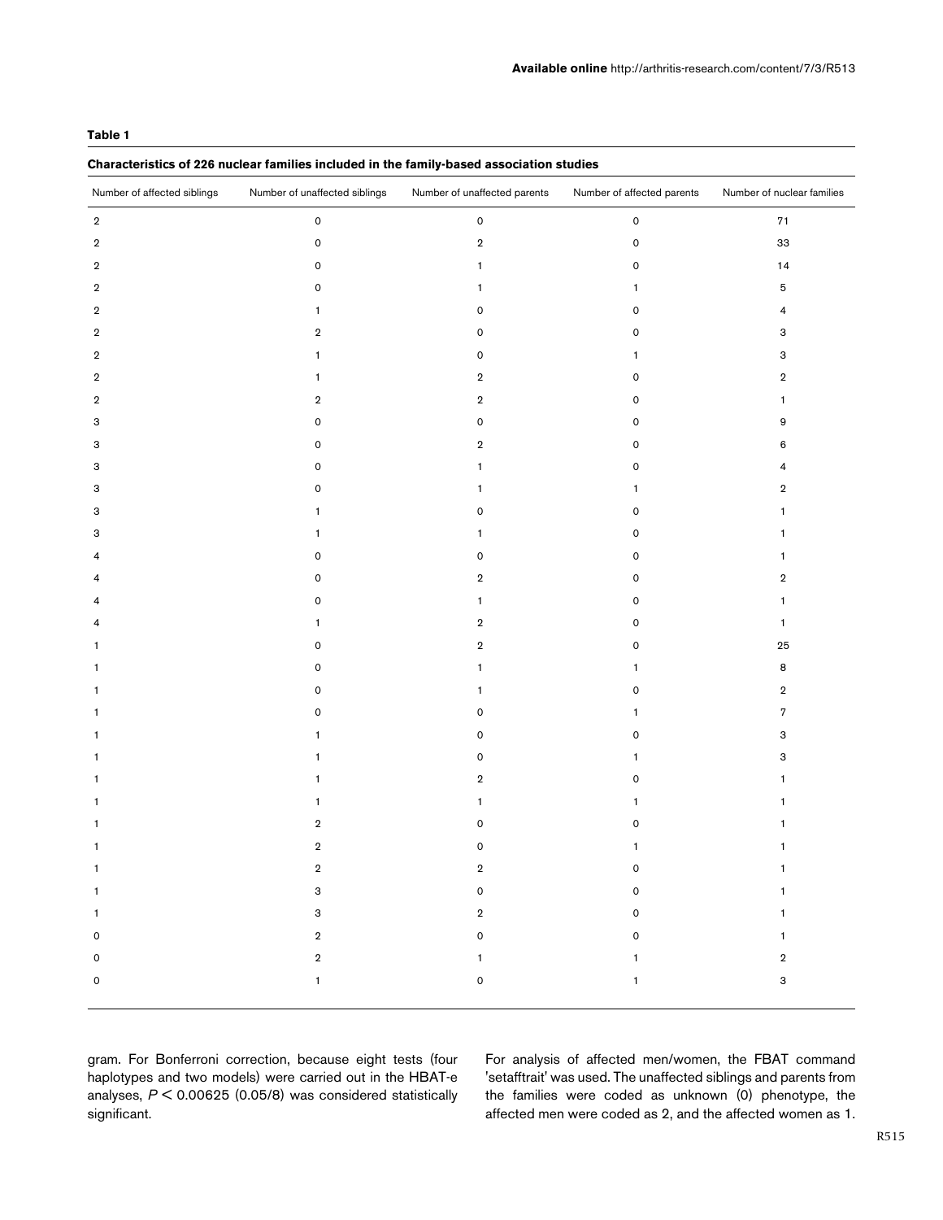**Table 1**

**Characteristics of 226 nuclear families included in the family-based association studies**

| Number of affected siblings | Number of unaffected siblings | Number of unaffected parents | Number of affected parents | Number of nuclear families |
|---|---|---|---|---|
| 2 | 0 | 0 | 0 | 71 |
| 2 | 0 | 2 | 0 | 33 |
| 2 | 0 | 1 | 0 | 14 |
| 2 | 0 | 1 | 1 | 5 |
| 2 | 1 | 0 | 0 | 4 |
| 2 | 2 | 0 | 0 | 3 |
| 2 | 1 | 0 | 1 | 3 |
| 2 | 1 | 2 | 0 | 2 |
| 2 | 2 | 2 | 0 | 1 |
| 3 | 0 | 0 | 0 | 9 |
| 3 | 0 | 2 | 0 | 6 |
| 3 | 0 | 1 | 0 | 4 |
| 3 | 0 | 1 | 1 | 2 |
| 3 | 1 | 0 | 0 | 1 |
| 3 | 1 | 1 | 0 | 1 |
| 4 | 0 | 0 | 0 | 1 |
| 4 | 0 | 2 | 0 | 2 |
| 4 | 0 | 1 | 0 | 1 |
| 4 | 1 | 2 | 0 | 1 |
| 1 | 0 | 2 | 0 | 25 |
| 1 | 0 | 1 | 1 | 8 |
| 1 | 0 | 1 | 0 | 2 |
| 1 | 0 | 0 | 1 | 7 |
| 1 | 1 | 0 | 0 | 3 |
| 1 | 1 | 0 | 1 | 3 |
| 1 | 1 | 2 | 0 | 1 |
| 1 | 1 | 1 | 1 | 1 |
| 1 | 2 | 0 | 0 | 1 |
| 1 | 2 | 0 | 1 | 1 |
| 1 | 2 | 2 | 0 | 1 |
| 1 | 3 | 0 | 0 | 1 |
| 1 | 3 | 2 | 0 | 1 |
| 0 | 2 | 0 | 0 | 1 |
| 0 | 2 | 1 | 1 | 2 |
| 0 | 1 | 0 | 1 | 3 |

gram. For Bonferroni correction, because eight tests (four haplotypes and two models) were carried out in the HBAT-e analyses, $P < 0.00625$ (0.05/8) was considered statistically significant.

For analysis of affected men/women, the FBAT command 'setafftrait' was used. The unaffected siblings and parents from the families were coded as unknown (0) phenotype, the affected men were coded as 2, and the affected women as 1.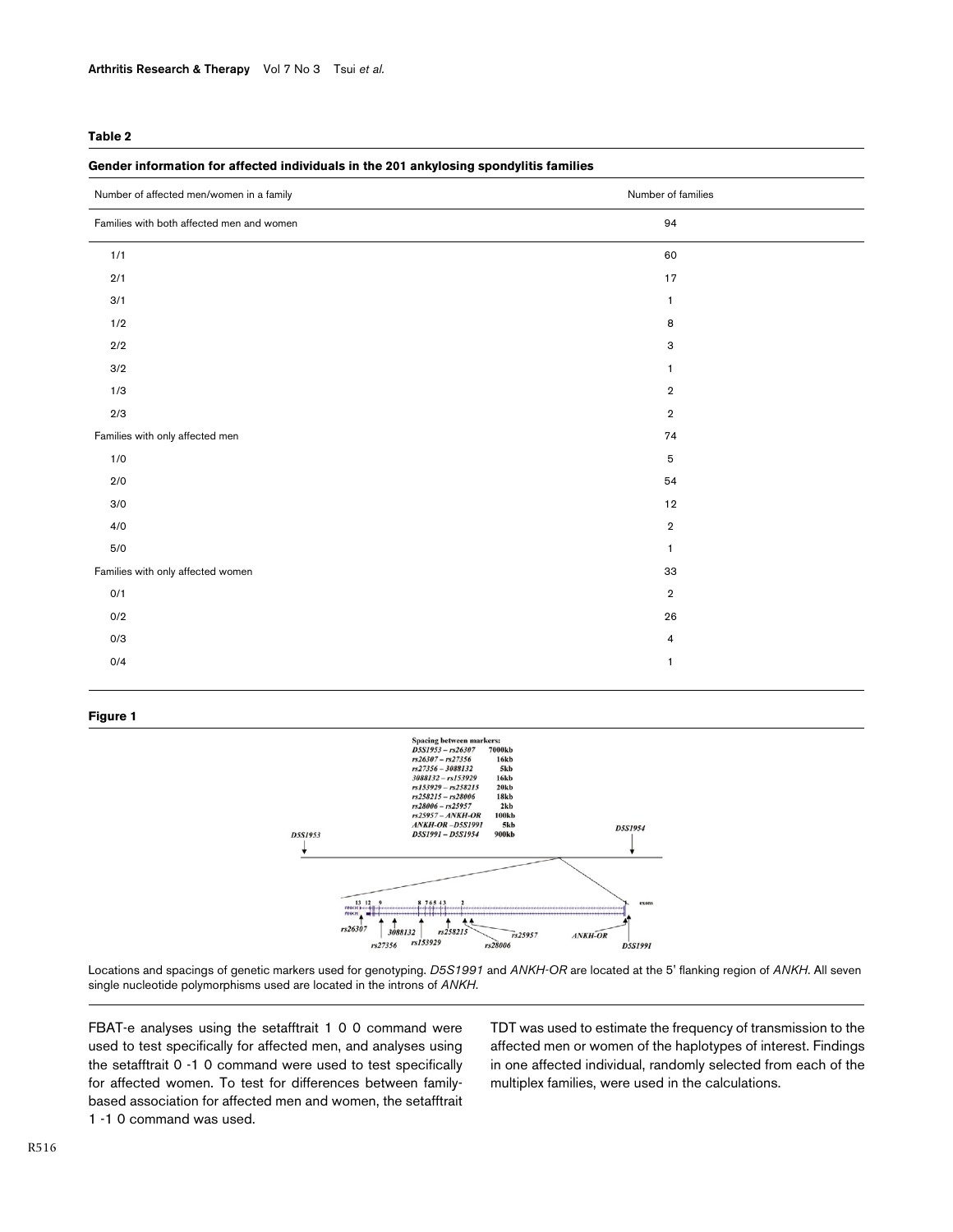**Table 2**

**Gender information for affected individuals in the 201 ankylosing spondylitis families**

| Number of affected men/women in a family | Number of families |
|---|---|
| Families with both affected men and women | 94 |
| 1/1 | 60 |
| 2/1 | 17 |
| 3/1 | 1 |
| 1/2 | 8 |
| 2/2 | 3 |
| 3/2 | 1 |
| 1/3 | 2 |
| 2/3 | 2 |
| Families with only affected men | 74 |
| 1/0 | 5 |
| 2/0 | 54 |
| 3/0 | 12 |
| 4/0 | 2 |
| 5/0 | 1 |
| Families with only affected women | 33 |
| 0/1 | 2 |
| 0/2 | 26 |
| 0/3 | 4 |
| 0/4 | 1 |

**Figure 1**

Spacing between markers:

| | |
|---|---|
| D5S1953 – rs26307 | 7000kb |
| rs26307 – rs27356 | 16kb |
| rs27356 – 3088132 | 5kb |
| 3088132 – rs153929 | 16kb |
| rs153929 – rs258215 | 20kb |
| rs258215 – rs28006 | 18kb |
| rs28006 – rs25957 | 2kb |
| rs25957 – ANKH-OR | 100kb |
| ANKH-OR – D5S1991 | 5kb |
| D5S1991 – D5S1954 | 900kb |

Locations and spacings of genetic markers used for genotyping. *D5S1991* and *ANKH-OR* are located at the 5' flanking region of *ANKH*. All seven single nucleotide polymorphisms used are located in the introns of *ANKH*.

FBAT-e analyses using the setafftrait 1 0 0 command were used to test specifically for affected men, and analyses using the setafftrait 0 -1 0 command were used to test specifically for affected women. To test for differences between family-based association for affected men and women, the setafftrait 1 -1 0 command was used.

TDT was used to estimate the frequency of transmission to the affected men or women of the haplotypes of interest. Findings in one affected individual, randomly selected from each of the multiplex families, were used in the calculations.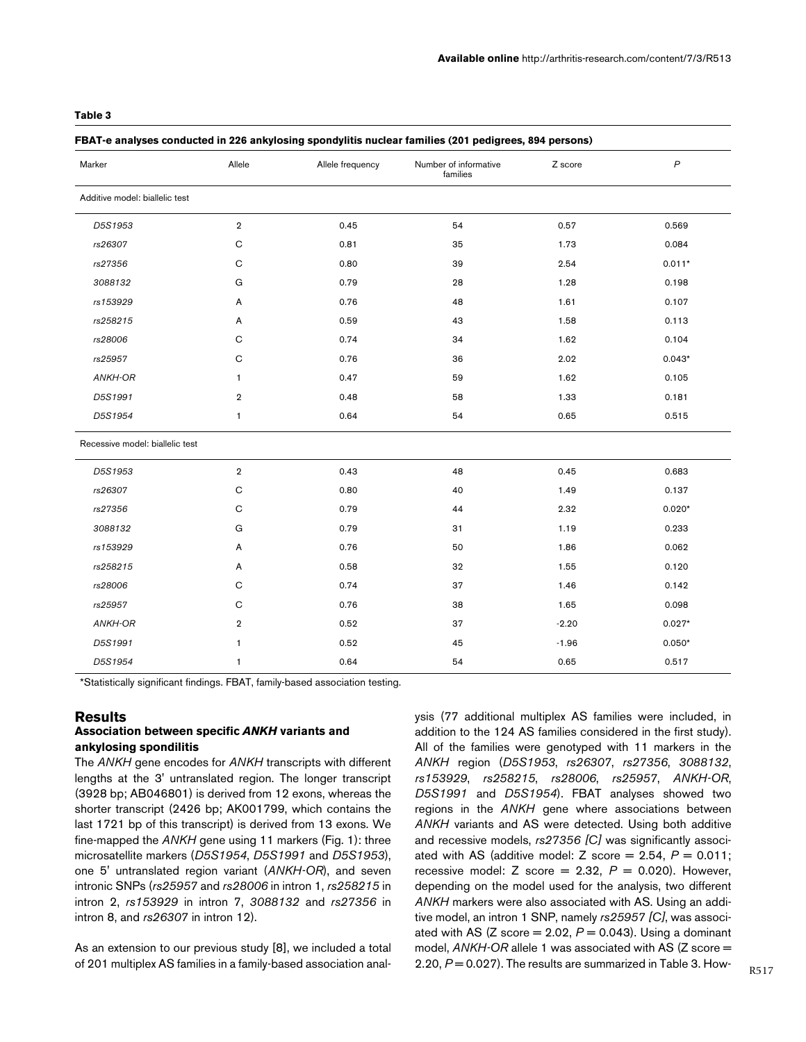**Table 3**

**FBAT-e analyses conducted in 226 ankylosing spondylitis nuclear families (201 pedigrees, 894 persons)**

| Marker | Allele | Allele frequency | Number of informative families | Z score | *P* |
|---|---|---|---|---|---|
| Additive model: biallelic test | | | | | |
| *D5S1953* | 2 | 0.45 | 54 | 0.57 | 0.569 |
| *rs26307* | C | 0.81 | 35 | 1.73 | 0.084 |
| *rs27356* | C | 0.80 | 39 | 2.54 | 0.011* |
| *3088132* | G | 0.79 | 28 | 1.28 | 0.198 |
| *rs153929* | A | 0.76 | 48 | 1.61 | 0.107 |
| *rs258215* | A | 0.59 | 43 | 1.58 | 0.113 |
| *rs28006* | C | 0.74 | 34 | 1.62 | 0.104 |
| *rs25957* | C | 0.76 | 36 | 2.02 | 0.043* |
| *ANKH-OR* | 1 | 0.47 | 59 | 1.62 | 0.105 |
| *D5S1991* | 2 | 0.48 | 58 | 1.33 | 0.181 |
| *D5S1954* | 1 | 0.64 | 54 | 0.65 | 0.515 |
| Recessive model: biallelic test | | | | | |
| *D5S1953* | 2 | 0.43 | 48 | 0.45 | 0.683 |
| *rs26307* | C | 0.80 | 40 | 1.49 | 0.137 |
| *rs27356* | C | 0.79 | 44 | 2.32 | 0.020* |
| *3088132* | G | 0.79 | 31 | 1.19 | 0.233 |
| *rs153929* | A | 0.76 | 50 | 1.86 | 0.062 |
| *rs258215* | A | 0.58 | 32 | 1.55 | 0.120 |
| *rs28006* | C | 0.74 | 37 | 1.46 | 0.142 |
| *rs25957* | C | 0.76 | 38 | 1.65 | 0.098 |
| *ANKH-OR* | 2 | 0.52 | 37 | -2.20 | 0.027* |
| *D5S1991* | 1 | 0.52 | 45 | -1.96 | 0.050* |
| *D5S1954* | 1 | 0.64 | 54 | 0.65 | 0.517 |

*Statistically significant findings. FBAT, family-based association testing.

## Results

### Association between specific *ANKH* variants and ankylosing spondylitis

The *ANKH* gene encodes for *ANKH* transcripts with different lengths at the 3' untranslated region. The longer transcript (3928 bp; AB046801) is derived from 12 exons, whereas the shorter transcript (2426 bp; AK001799, which contains the last 1721 bp of this transcript) is derived from 13 exons. We fine-mapped the *ANKH* gene using 11 markers (Fig. 1): three microsatellite markers (*D5S1954*, *D5S1991* and *D5S1953*), one 5' untranslated region variant (*ANKH-OR*), and seven intronic SNPs (*rs25957* and *rs28006* in intron 1, *rs258215* in intron 2, *rs153929* in intron 7, *3088132* and *rs27356* in intron 8, and *rs26307* in intron 12).

As an extension to our previous study [8], we included a total of 201 multiplex AS families in a family-based association analysis (77 additional multiplex AS families were included, in addition to the 124 AS families considered in the first study). All of the families were genotyped with 11 markers in the *ANKH* region (*D5S1953*, *rs26307*, *rs27356*, *3088132*, *rs153929*, *rs258215*, *rs28006*, *rs25957*, *ANKH-OR*, *D5S1991* and *D5S1954*). FBAT analyses showed two regions in the *ANKH* gene where associations between *ANKH* variants and AS were detected. Using both additive and recessive models, *rs27356 [C]* was significantly associated with AS (additive model: Z score = 2.54, $P = 0.011$; recessive model: Z score = 2.32, $P = 0.020$). However, depending on the model used for the analysis, two different *ANKH* markers were also associated with AS. Using an additive model, an intron 1 SNP, namely *rs25957 [C]*, was associated with AS (Z score = 2.02, $P = 0.043$). Using a dominant model, *ANKH-OR* allele 1 was associated with AS (Z score = 2.20, $P = 0.027$). The results are summarized in Table 3. How-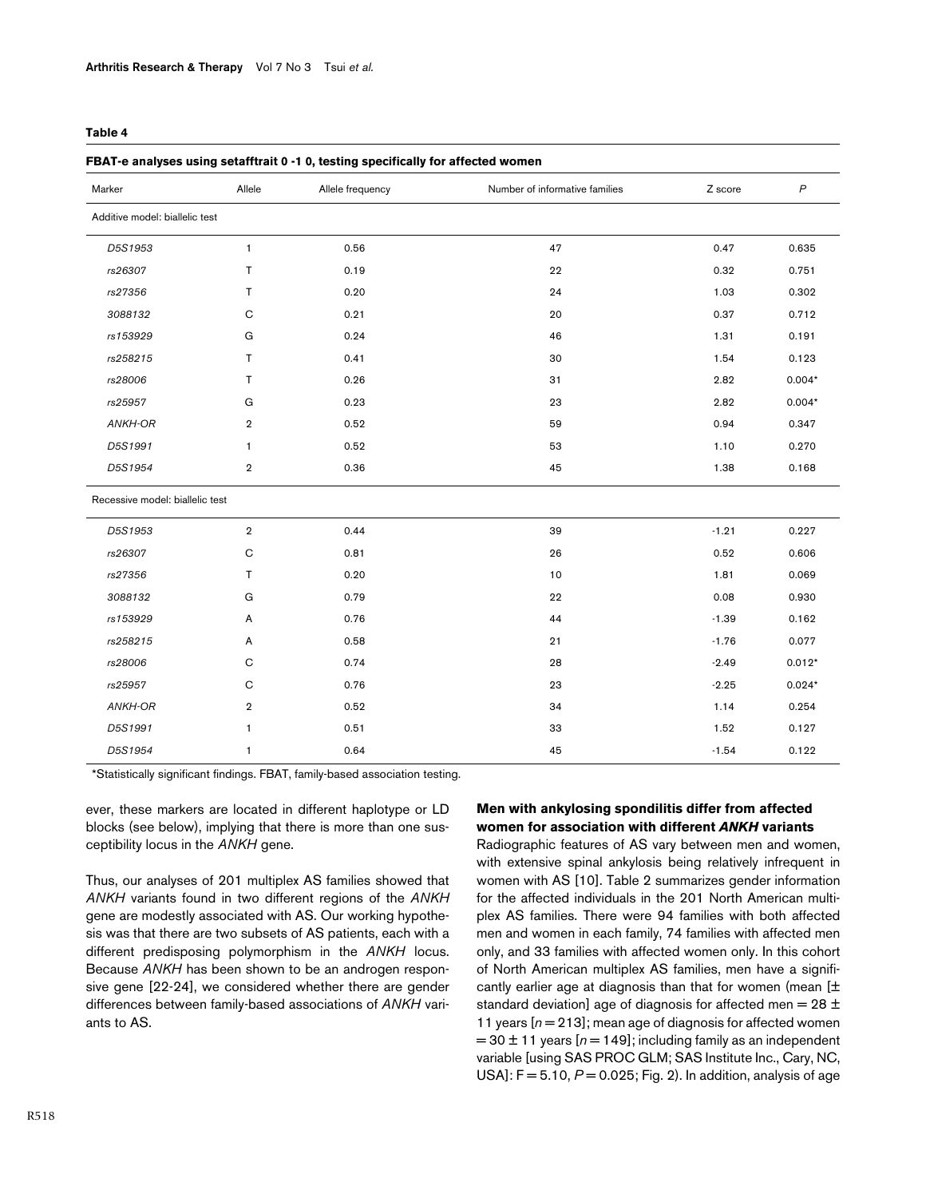**Table 4**

**FBAT-e analyses using setafftrait 0 -1 0, testing specifically for affected women**

| Marker | Allele | Allele frequency | Number of informative families | Z score | *P* |
|---|---|---|---|---|---|
| Additive model: biallelic test | | | | | |
| *D5S1953* | 1 | 0.56 | 47 | 0.47 | 0.635 |
| *rs26307* | T | 0.19 | 22 | 0.32 | 0.751 |
| *rs27356* | T | 0.20 | 24 | 1.03 | 0.302 |
| *3088132* | C | 0.21 | 20 | 0.37 | 0.712 |
| *rs153929* | G | 0.24 | 46 | 1.31 | 0.191 |
| *rs258215* | T | 0.41 | 30 | 1.54 | 0.123 |
| *rs28006* | T | 0.26 | 31 | 2.82 | 0.004* |
| *rs25957* | G | 0.23 | 23 | 2.82 | 0.004* |
| *ANKH-OR* | 2 | 0.52 | 59 | 0.94 | 0.347 |
| *D5S1991* | 1 | 0.52 | 53 | 1.10 | 0.270 |
| *D5S1954* | 2 | 0.36 | 45 | 1.38 | 0.168 |
| Recessive model: biallelic test | | | | | |
| *D5S1953* | 2 | 0.44 | 39 | -1.21 | 0.227 |
| *rs26307* | C | 0.81 | 26 | 0.52 | 0.606 |
| *rs27356* | T | 0.20 | 10 | 1.81 | 0.069 |
| *3088132* | G | 0.79 | 22 | 0.08 | 0.930 |
| *rs153929* | A | 0.76 | 44 | -1.39 | 0.162 |
| *rs258215* | A | 0.58 | 21 | -1.76 | 0.077 |
| *rs28006* | C | 0.74 | 28 | -2.49 | 0.012* |
| *rs25957* | C | 0.76 | 23 | -2.25 | 0.024* |
| *ANKH-OR* | 2 | 0.52 | 34 | 1.14 | 0.254 |
| *D5S1991* | 1 | 0.51 | 33 | 1.52 | 0.127 |
| *D5S1954* | 1 | 0.64 | 45 | -1.54 | 0.122 |

*Statistically significant findings. FBAT, family-based association testing.

ever, these markers are located in different haplotype or LD blocks (see below), implying that there is more than one susceptibility locus in the *ANKH* gene.

Thus, our analyses of 201 multiplex AS families showed that *ANKH* variants found in two different regions of the *ANKH* gene are modestly associated with AS. Our working hypothesis was that there are two subsets of AS patients, each with a different predisposing polymorphism in the *ANKH* locus. Because *ANKH* has been shown to be an androgen responsive gene [22-24], we considered whether there are gender differences between family-based associations of *ANKH* variants to AS.

### Men with ankylosing spondilitis differ from affected women for association with different *ANKH* variants

Radiographic features of AS vary between men and women, with extensive spinal ankylosis being relatively infrequent in women with AS [10]. Table 2 summarizes gender information for the affected individuals in the 201 North American multiplex AS families. There were 94 families with both affected men and women in each family, 74 families with affected men only, and 33 families with affected women only. In this cohort of North American multiplex AS families, men have a significantly earlier age at diagnosis than that for women (mean [± standard deviation] age of diagnosis for affected men = 28 ± 11 years [$n = 213$]; mean age of diagnosis for affected women = 30 ± 11 years [$n = 149$]; including family as an independent variable [using SAS PROC GLM; SAS Institute Inc., Cary, NC, USA]: $F = 5.10$, $P = 0.025$; Fig. 2). In addition, analysis of age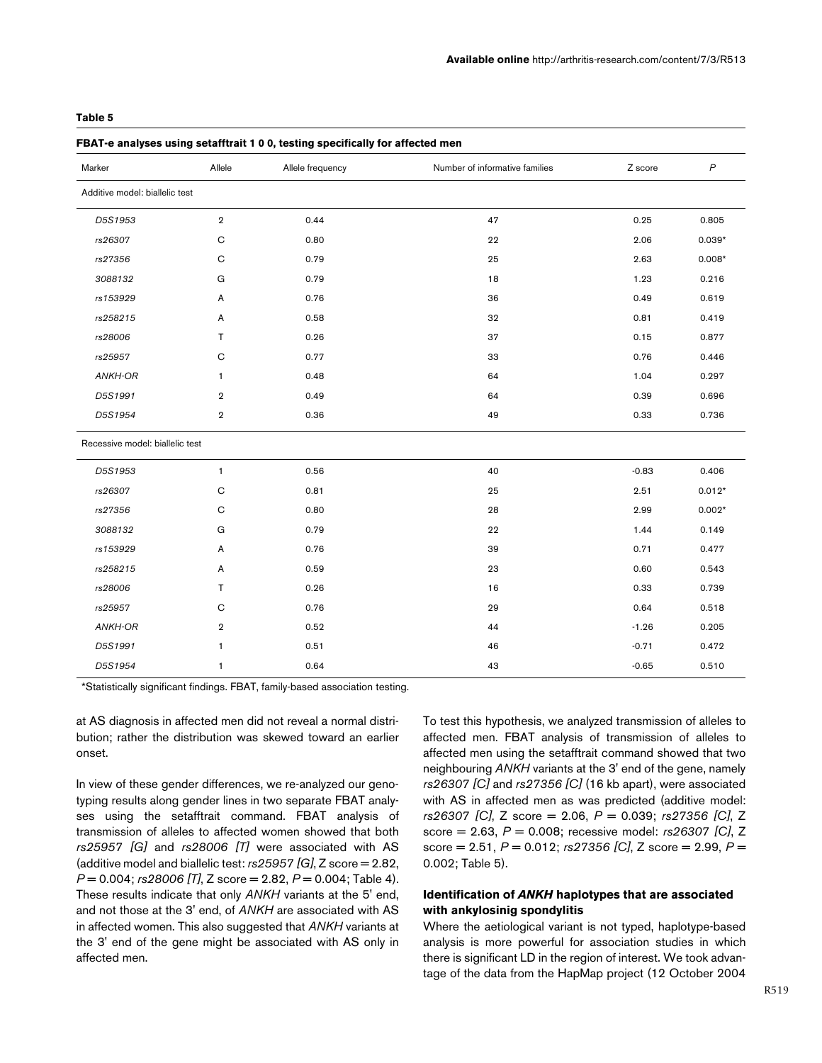**Table 5**

**FBAT-e analyses using setafftrait 1 0 0, testing specifically for affected men**

| Marker | Allele | Allele frequency | Number of informative families | Z score | *P* |
|---|---|---|---|---|---|
| Additive model: biallelic test | | | | | |
| *D5S1953* | 2 | 0.44 | 47 | 0.25 | 0.805 |
| *rs26307* | C | 0.80 | 22 | 2.06 | 0.039* |
| *rs27356* | C | 0.79 | 25 | 2.63 | 0.008* |
| *3088132* | G | 0.79 | 18 | 1.23 | 0.216 |
| *rs153929* | A | 0.76 | 36 | 0.49 | 0.619 |
| *rs258215* | A | 0.58 | 32 | 0.81 | 0.419 |
| *rs28006* | T | 0.26 | 37 | 0.15 | 0.877 |
| *rs25957* | C | 0.77 | 33 | 0.76 | 0.446 |
| *ANKH-OR* | 1 | 0.48 | 64 | 1.04 | 0.297 |
| *D5S1991* | 2 | 0.49 | 64 | 0.39 | 0.696 |
| *D5S1954* | 2 | 0.36 | 49 | 0.33 | 0.736 |
| Recessive model: biallelic test | | | | | |
| *D5S1953* | 1 | 0.56 | 40 | -0.83 | 0.406 |
| *rs26307* | C | 0.81 | 25 | 2.51 | 0.012* |
| *rs27356* | C | 0.80 | 28 | 2.99 | 0.002* |
| *3088132* | G | 0.79 | 22 | 1.44 | 0.149 |
| *rs153929* | A | 0.76 | 39 | 0.71 | 0.477 |
| *rs258215* | A | 0.59 | 23 | 0.60 | 0.543 |
| *rs28006* | T | 0.26 | 16 | 0.33 | 0.739 |
| *rs25957* | C | 0.76 | 29 | 0.64 | 0.518 |
| *ANKH-OR* | 2 | 0.52 | 44 | -1.26 | 0.205 |
| *D5S1991* | 1 | 0.51 | 46 | -0.71 | 0.472 |
| *D5S1954* | 1 | 0.64 | 43 | -0.65 | 0.510 |

*Statistically significant findings. FBAT, family-based association testing.

at AS diagnosis in affected men did not reveal a normal distribution; rather the distribution was skewed toward an earlier onset.

In view of these gender differences, we re-analyzed our genotyping results along gender lines in two separate FBAT analyses using the setafftrait command. FBAT analysis of transmission of alleles to affected women showed that both *rs25957 [G]* and *rs28006 [T]* were associated with AS (additive model and biallelic test: *rs25957 [G]*, Z score = 2.82, *P* = 0.004; *rs28006 [T]*, Z score = 2.82, *P* = 0.004; Table 4). These results indicate that only *ANKH* variants at the 5' end, and not those at the 3' end, of *ANKH* are associated with AS in affected women. This also suggested that *ANKH* variants at the 3' end of the gene might be associated with AS only in affected men.

To test this hypothesis, we analyzed transmission of alleles to affected men. FBAT analysis of transmission of alleles to affected men using the setafftrait command showed that two neighbouring *ANKH* variants at the 3' end of the gene, namely *rs26307 [C]* and *rs27356 [C]* (16 kb apart), were associated with AS in affected men as was predicted (additive model: *rs26307 [C]*, Z score = 2.06, *P* = 0.039; *rs27356 [C]*, Z score = 2.63, *P* = 0.008; recessive model: *rs26307 [C]*, Z score = 2.51, *P* = 0.012; *rs27356 [C]*, Z score = 2.99, *P* = 0.002; Table 5).

### Identification of *ANKH* haplotypes that are associated with ankylosinig spondylitis

Where the aetiological variant is not typed, haplotype-based analysis is more powerful for association studies in which there is significant LD in the region of interest. We took advantage of the data from the HapMap project (12 October 2004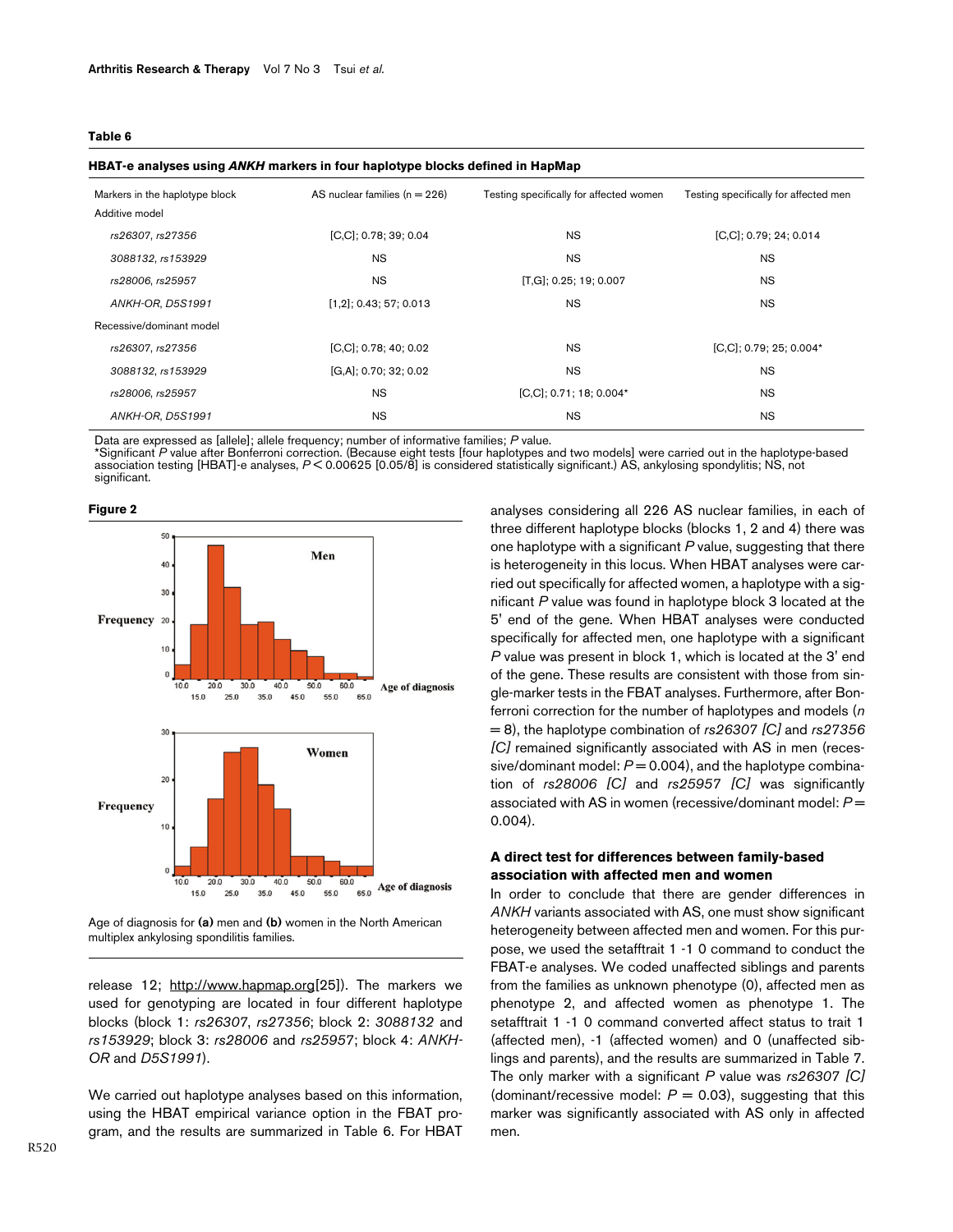**Table 6**

**HBAT-e analyses using *ANKH* markers in four haplotype blocks defined in HapMap**

| Markers in the haplotype block | AS nuclear families (n = 226) | Testing specifically for affected women | Testing specifically for affected men |
|---|---|---|---|
| Additive model | | | |
| *rs26307, rs27356* | [C,C]; 0.78; 39; 0.04 | NS | [C,C]; 0.79; 24; 0.014 |
| *3088132, rs153929* | NS | NS | NS |
| *rs28006, rs25957* | NS | [T,G]; 0.25; 19; 0.007 | NS |
| *ANKH-OR, D5S1991* | [1,2]; 0.43; 57; 0.013 | NS | NS |
| Recessive/dominant model | | | |
| *rs26307, rs27356* | [C,C]; 0.78; 40; 0.02 | NS | [C,C]; 0.79; 25; 0.004* |
| *3088132, rs153929* | [G,A]; 0.70; 32; 0.02 | NS | NS |
| *rs28006, rs25957* | NS | [C,C]; 0.71; 18; 0.004* | NS |
| *ANKH-OR, D5S1991* | NS | NS | NS |

Data are expressed as [allele]; allele frequency; number of informative families; *P* value.
*Significant *P* value after Bonferroni correction. (Because eight tests [four haplotypes and two models] were carried out in the haplotype-based association testing [HBAT]-e analyses, $P < 0.00625$ [0.05/8] is considered statistically significant.) AS, ankylosing spondylitis; NS, not significant.

**Figure 2**

Age of diagnosis for **(a)** men and **(b)** women in the North American multiplex ankylosing spondilitis families.

release 12; http://www.hapmap.org[25]). The markers we used for genotyping are located in four different haplotype blocks (block 1: *rs26307*, *rs27356*; block 2: *3088132* and *rs153929*; block 3: *rs28006* and *rs25957*; block 4: *ANKH-OR* and *D5S1991*).

We carried out haplotype analyses based on this information, using the HBAT empirical variance option in the FBAT program, and the results are summarized in Table 6. For HBAT analyses considering all 226 AS nuclear families, in each of three different haplotype blocks (blocks 1, 2 and 4) there was one haplotype with a significant *P* value, suggesting that there is heterogeneity in this locus. When HBAT analyses were carried out specifically for affected women, a haplotype with a significant *P* value was found in haplotype block 3 located at the 5' end of the gene. When HBAT analyses were conducted specifically for affected men, one haplotype with a significant *P* value was present in block 1, which is located at the 3' end of the gene. These results are consistent with those from single-marker tests in the FBAT analyses. Furthermore, after Bonferroni correction for the number of haplotypes and models ($n = 8$), the haplotype combination of *rs26307 [C]* and *rs27356 [C]* remained significantly associated with AS in men (recessive/dominant model: $P = 0.004$), and the haplotype combination of *rs28006 [C]* and *rs25957 [C]* was significantly associated with AS in women (recessive/dominant model: $P = 0.004$).

### A direct test for differences between family-based association with affected men and women

In order to conclude that there are gender differences in *ANKH* variants associated with AS, one must show significant heterogeneity between affected men and women. For this purpose, we used the setafftrait 1 -1 0 command to conduct the FBAT-e analyses. We coded unaffected siblings and parents from the families as unknown phenotype (0), affected men as phenotype 2, and affected women as phenotype 1. The setafftrait 1 -1 0 command converted affect status to trait 1 (affected men), -1 (affected women) and 0 (unaffected siblings and parents), and the results are summarized in Table 7. The only marker with a significant *P* value was *rs26307 [C]* (dominant/recessive model: $P = 0.03$), suggesting that this marker was significantly associated with AS only in affected men.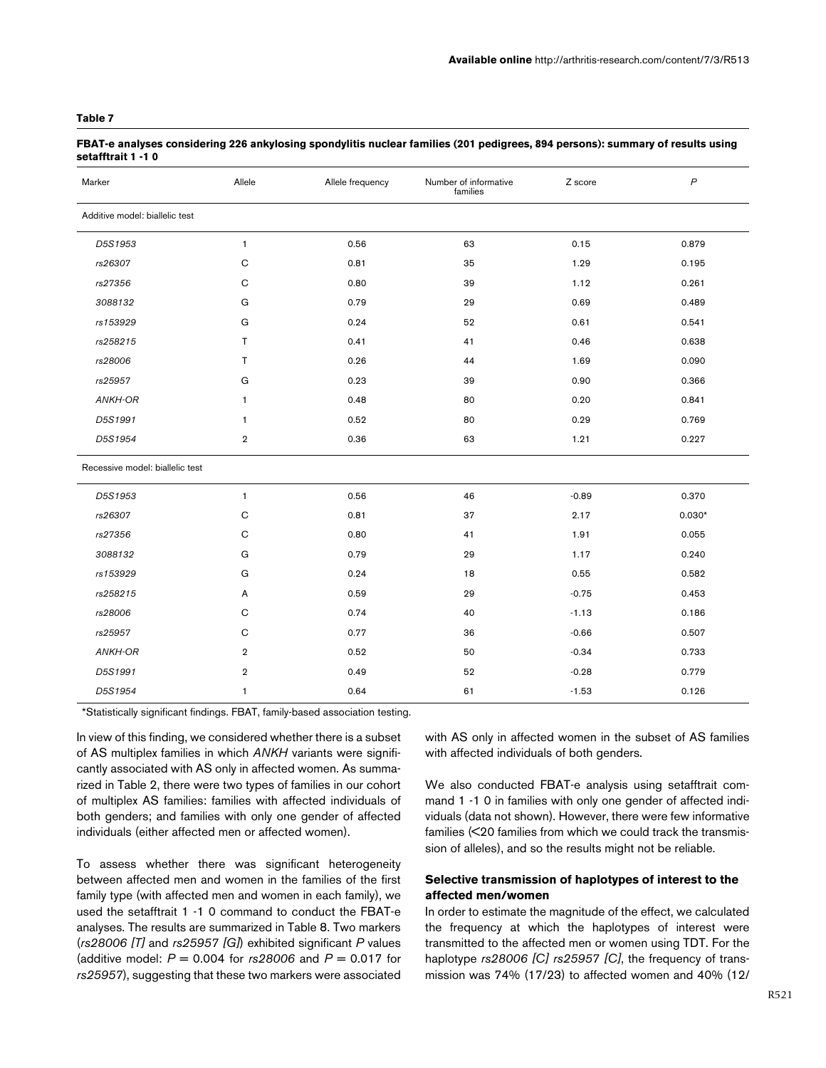**Table 7**

**FBAT-e analyses considering 226 ankylosing spondylitis nuclear families (201 pedigrees, 894 persons): summary of results using setafftrait 1 -1 0**

| Marker | Allele | Allele frequency | Number of informative families | Z score | *P* |
|---|---|---|---|---|---|
| Additive model: biallelic test | | | | | |
| *D5S1953* | 1 | 0.56 | 63 | 0.15 | 0.879 |
| *rs26307* | C | 0.81 | 35 | 1.29 | 0.195 |
| *rs27356* | C | 0.80 | 39 | 1.12 | 0.261 |
| *3088132* | G | 0.79 | 29 | 0.69 | 0.489 |
| *rs153929* | G | 0.24 | 52 | 0.61 | 0.541 |
| *rs258215* | T | 0.41 | 41 | 0.46 | 0.638 |
| *rs28006* | T | 0.26 | 44 | 1.69 | 0.090 |
| *rs25957* | G | 0.23 | 39 | 0.90 | 0.366 |
| *ANKH-OR* | 1 | 0.48 | 80 | 0.20 | 0.841 |
| *D5S1991* | 1 | 0.52 | 80 | 0.29 | 0.769 |
| *D5S1954* | 2 | 0.36 | 63 | 1.21 | 0.227 |
| Recessive model: biallelic test | | | | | |
| *D5S1953* | 1 | 0.56 | 46 | -0.89 | 0.370 |
| *rs26307* | C | 0.81 | 37 | 2.17 | 0.030* |
| *rs27356* | C | 0.80 | 41 | 1.91 | 0.055 |
| *3088132* | G | 0.79 | 29 | 1.17 | 0.240 |
| *rs153929* | G | 0.24 | 18 | 0.55 | 0.582 |
| *rs258215* | A | 0.59 | 29 | -0.75 | 0.453 |
| *rs28006* | C | 0.74 | 40 | -1.13 | 0.186 |
| *rs25957* | C | 0.77 | 36 | -0.66 | 0.507 |
| *ANKH-OR* | 2 | 0.52 | 50 | -0.34 | 0.733 |
| *D5S1991* | 2 | 0.49 | 52 | -0.28 | 0.779 |
| *D5S1954* | 1 | 0.64 | 61 | -1.53 | 0.126 |

*Statistically significant findings. FBAT, family-based association testing.

In view of this finding, we considered whether there is a subset of AS multiplex families in which *ANKH* variants were significantly associated with AS only in affected women. As summarized in Table 2, there were two types of families in our cohort of multiplex AS families: families with affected individuals of both genders; and families with only one gender of affected individuals (either affected men or affected women).

To assess whether there was significant heterogeneity between affected men and women in the families of the first family type (with affected men and women in each family), we used the setafftrait 1 -1 0 command to conduct the FBAT-e analyses. The results are summarized in Table 8. Two markers (*rs28006 [T]* and *rs25957 [G]*) exhibited significant *P* values (additive model: $P = 0.004$ for *rs28006* and $P = 0.017$ for *rs25957*), suggesting that these two markers were associated with AS only in affected women in the subset of AS families with affected individuals of both genders.

We also conducted FBAT-e analysis using setafftrait command 1 -1 0 in families with only one gender of affected individuals (data not shown). However, there were few informative families (<20 families from which we could track the transmission of alleles), and so the results might not be reliable.

### Selective transmission of haplotypes of interest to the affected men/women

In order to estimate the magnitude of the effect, we calculated the frequency at which the haplotypes of interest were transmitted to the affected men or women using TDT. For the haplotype *rs28006 [C] rs25957 [C]*, the frequency of transmission was 74% (17/23) to affected women and 40% (12/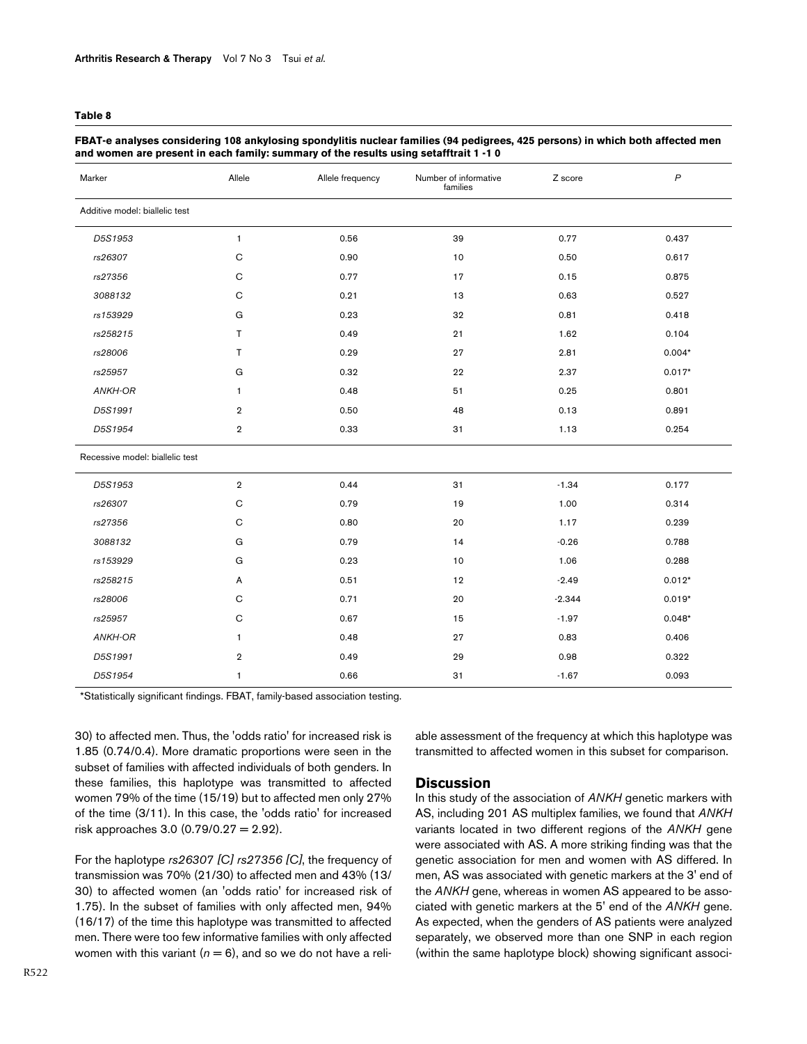**Table 8**

**FBAT-e analyses considering 108 ankylosing spondylitis nuclear families (94 pedigrees, 425 persons) in which both affected men and women are present in each family: summary of the results using setafftrait 1 -1 0**

| Marker | Allele | Allele frequency | Number of informative families | Z score | *P* |
|---|---|---|---|---|---|
| Additive model: biallelic test | | | | | |
| *D5S1953* | 1 | 0.56 | 39 | 0.77 | 0.437 |
| *rs26307* | C | 0.90 | 10 | 0.50 | 0.617 |
| *rs27356* | C | 0.77 | 17 | 0.15 | 0.875 |
| *3088132* | C | 0.21 | 13 | 0.63 | 0.527 |
| *rs153929* | G | 0.23 | 32 | 0.81 | 0.418 |
| *rs258215* | T | 0.49 | 21 | 1.62 | 0.104 |
| *rs28006* | T | 0.29 | 27 | 2.81 | 0.004* |
| *rs25957* | G | 0.32 | 22 | 2.37 | 0.017* |
| *ANKH-OR* | 1 | 0.48 | 51 | 0.25 | 0.801 |
| *D5S1991* | 2 | 0.50 | 48 | 0.13 | 0.891 |
| *D5S1954* | 2 | 0.33 | 31 | 1.13 | 0.254 |
| Recessive model: biallelic test | | | | | |
| *D5S1953* | 2 | 0.44 | 31 | -1.34 | 0.177 |
| *rs26307* | C | 0.79 | 19 | 1.00 | 0.314 |
| *rs27356* | C | 0.80 | 20 | 1.17 | 0.239 |
| *3088132* | G | 0.79 | 14 | -0.26 | 0.788 |
| *rs153929* | G | 0.23 | 10 | 1.06 | 0.288 |
| *rs258215* | A | 0.51 | 12 | -2.49 | 0.012* |
| *rs28006* | C | 0.71 | 20 | -2.344 | 0.019* |
| *rs25957* | C | 0.67 | 15 | -1.97 | 0.048* |
| *ANKH-OR* | 1 | 0.48 | 27 | 0.83 | 0.406 |
| *D5S1991* | 2 | 0.49 | 29 | 0.98 | 0.322 |
| *D5S1954* | 1 | 0.66 | 31 | -1.67 | 0.093 |

*Statistically significant findings. FBAT, family-based association testing.

30) to affected men. Thus, the 'odds ratio' for increased risk is 1.85 (0.74/0.4). More dramatic proportions were seen in the subset of families with affected individuals of both genders. In these families, this haplotype was transmitted to affected women 79% of the time (15/19) but to affected men only 27% of the time (3/11). In this case, the 'odds ratio' for increased risk approaches 3.0 (0.79/0.27 = 2.92).

For the haplotype *rs26307 [C] rs27356 [C]*, the frequency of transmission was 70% (21/30) to affected men and 43% (13/30) to affected women (an 'odds ratio' for increased risk of 1.75). In the subset of families with only affected men, 94% (16/17) of the time this haplotype was transmitted to affected men. There were too few informative families with only affected women with this variant ($n = 6$), and so we do not have a reliable assessment of the frequency at which this haplotype was transmitted to affected women in this subset for comparison.

## Discussion

In this study of the association of *ANKH* genetic markers with AS, including 201 AS multiplex families, we found that *ANKH* variants located in two different regions of the *ANKH* gene were associated with AS. A more striking finding was that the genetic association for men and women with AS differed. In men, AS was associated with genetic markers at the 3' end of the *ANKH* gene, whereas in women AS appeared to be associated with genetic markers at the 5' end of the *ANKH* gene. As expected, when the genders of AS patients were analyzed separately, we observed more than one SNP in each region (within the same haplotype block) showing significant associ-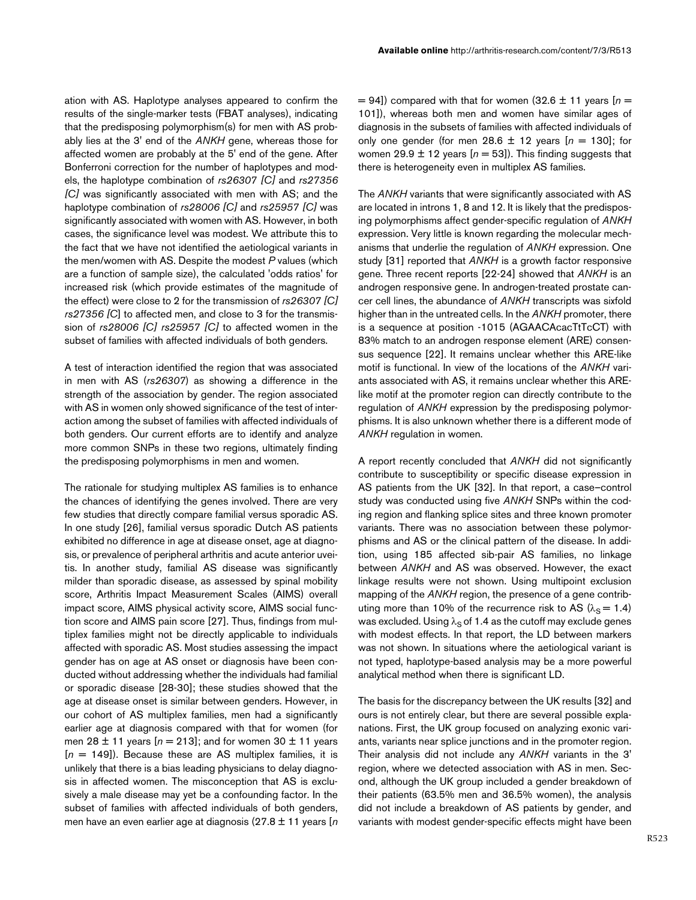ation with AS. Haplotype analyses appeared to confirm the results of the single-marker tests (FBAT analyses), indicating that the predisposing polymorphism(s) for men with AS probably lies at the 3' end of the *ANKH* gene, whereas those for affected women are probably at the 5' end of the gene. After Bonferroni correction for the number of haplotypes and models, the haplotype combination of *rs26307 [C]* and *rs27356 [C]* was significantly associated with men with AS; and the haplotype combination of *rs28006 [C]* and *rs25957 [C]* was significantly associated with women with AS. However, in both cases, the significance level was modest. We attribute this to the fact that we have not identified the aetiological variants in the men/women with AS. Despite the modest *P* values (which are a function of sample size), the calculated 'odds ratios' for increased risk (which provide estimates of the magnitude of the effect) were close to 2 for the transmission of *rs26307 [C] rs27356 [C]* to affected men, and close to 3 for the transmission of *rs28006 [C] rs25957 [C]* to affected women in the subset of families with affected individuals of both genders.

A test of interaction identified the region that was associated in men with AS (*rs26307*) as showing a difference in the strength of the association by gender. The region associated with AS in women only showed significance of the test of interaction among the subset of families with affected individuals of both genders. Our current efforts are to identify and analyze more common SNPs in these two regions, ultimately finding the predisposing polymorphisms in men and women.

The rationale for studying multiplex AS families is to enhance the chances of identifying the genes involved. There are very few studies that directly compare familial versus sporadic AS. In one study [26], familial versus sporadic Dutch AS patients exhibited no difference in age at disease onset, age at diagnosis, or prevalence of peripheral arthritis and acute anterior uveitis. In another study, familial AS disease was significantly milder than sporadic disease, as assessed by spinal mobility score, Arthritis Impact Measurement Scales (AIMS) overall impact score, AIMS physical activity score, AIMS social function score and AIMS pain score [27]. Thus, findings from multiplex families might not be directly applicable to individuals affected with sporadic AS. Most studies assessing the impact gender has on age at AS onset or diagnosis have been conducted without addressing whether the individuals had familial or sporadic disease [28-30]; these studies showed that the age at disease onset is similar between genders. However, in our cohort of AS multiplex families, men had a significantly earlier age at diagnosis compared with that for women (for men 28 ± 11 years [$n$ = 213]; and for women 30 ± 11 years [$n$ = 149]). Because these are AS multiplex families, it is unlikely that there is a bias leading physicians to delay diagnosis in affected women. The misconception that AS is exclusively a male disease may yet be a confounding factor. In the subset of families with affected individuals of both genders, men have an even earlier age at diagnosis (27.8 ± 11 years [$n$ = 94]) compared with that for women (32.6 ± 11 years [$n$ = 101]), whereas both men and women have similar ages of diagnosis in the subsets of families with affected individuals of only one gender (for men 28.6 ± 12 years [$n$ = 130]; for women 29.9 ± 12 years [$n$ = 53]). This finding suggests that there is heterogeneity even in multiplex AS families.

The *ANKH* variants that were significantly associated with AS are located in introns 1, 8 and 12. It is likely that the predisposing polymorphisms affect gender-specific regulation of *ANKH* expression. Very little is known regarding the molecular mechanisms that underlie the regulation of *ANKH* expression. One study [31] reported that *ANKH* is a growth factor responsive gene. Three recent reports [22-24] showed that *ANKH* is an androgen responsive gene. In androgen-treated prostate cancer cell lines, the abundance of *ANKH* transcripts was sixfold higher than in the untreated cells. In the *ANKH* promoter, there is a sequence at position -1015 (AGAACAcacTtTcCT) with 83% match to an androgen response element (ARE) consensus sequence [22]. It remains unclear whether this ARE-like motif is functional. In view of the locations of the *ANKH* variants associated with AS, it remains unclear whether this ARE-like motif at the promoter region can directly contribute to the regulation of *ANKH* expression by the predisposing polymorphisms. It is also unknown whether there is a different mode of *ANKH* regulation in women.

A report recently concluded that *ANKH* did not significantly contribute to susceptibility or specific disease expression in AS patients from the UK [32]. In that report, a case–control study was conducted using five *ANKH* SNPs within the coding region and flanking splice sites and three known promoter variants. There was no association between these polymorphisms and AS or the clinical pattern of the disease. In addition, using 185 affected sib-pair AS families, no linkage between *ANKH* and AS was observed. However, the exact linkage results were not shown. Using multipoint exclusion mapping of the *ANKH* region, the presence of a gene contributing more than 10% of the recurrence risk to AS ($\lambda_S = 1.4$) was excluded. Using $\lambda_S$ of 1.4 as the cutoff may exclude genes with modest effects. In that report, the LD between markers was not shown. In situations where the aetiological variant is not typed, haplotype-based analysis may be a more powerful analytical method when there is significant LD.

The basis for the discrepancy between the UK results [32] and ours is not entirely clear, but there are several possible explanations. First, the UK group focused on analyzing exonic variants, variants near splice junctions and in the promoter region. Their analysis did not include any *ANKH* variants in the 3' region, where we detected association with AS in men. Second, although the UK group included a gender breakdown of their patients (63.5% men and 36.5% women), the analysis did not include a breakdown of AS patients by gender, and variants with modest gender-specific effects might have been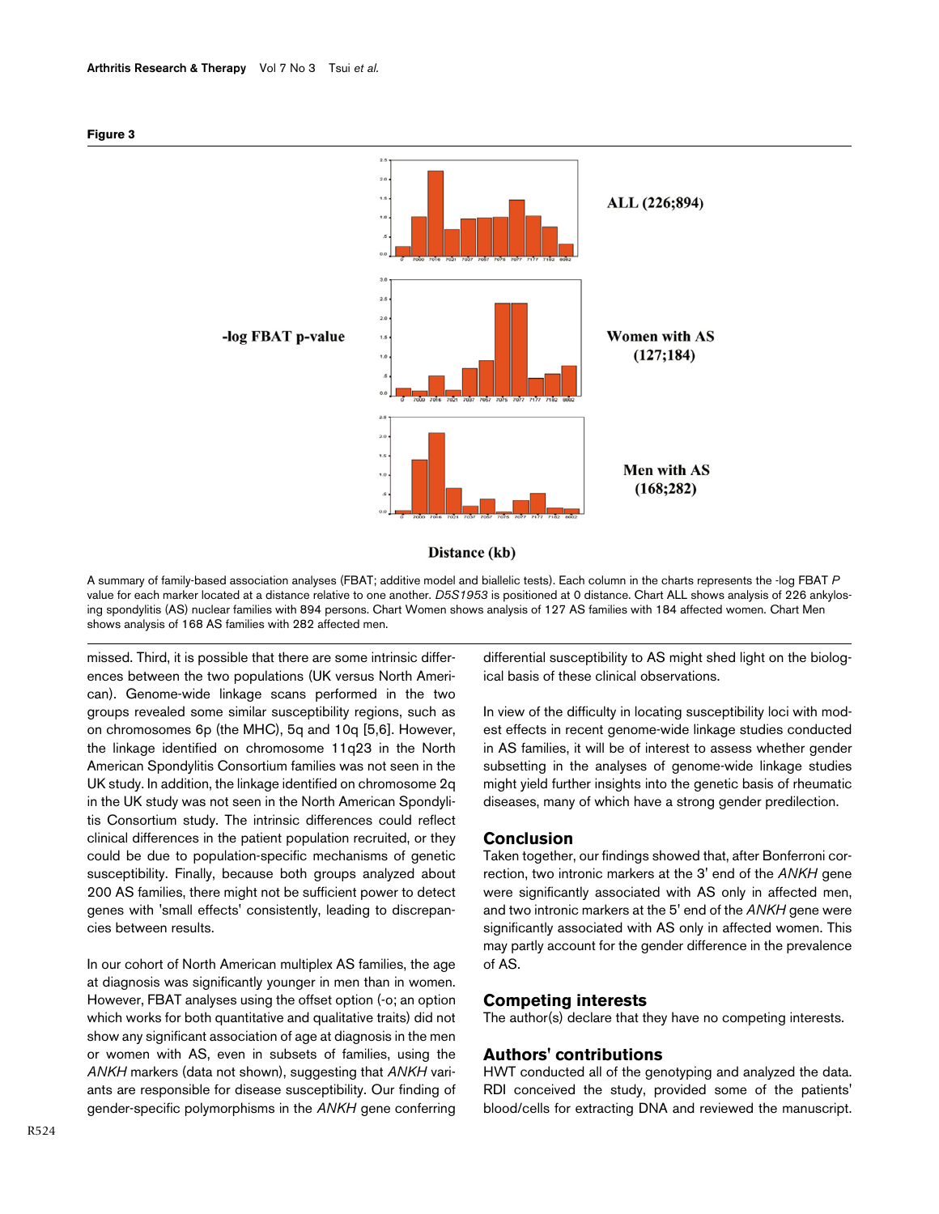**Figure 3**

-log FBAT p-value

ALL (226;894)

Women with AS (127;184)

Men with AS (168;282)

Distance (kb)

A summary of family-based association analyses (FBAT; additive model and biallelic tests). Each column in the charts represents the -log FBAT *P* value for each marker located at a distance relative to one another. *D5S1953* is positioned at 0 distance. Chart ALL shows analysis of 226 ankylosing spondylitis (AS) nuclear families with 894 persons. Chart Women shows analysis of 127 AS families with 184 affected women. Chart Men shows analysis of 168 AS families with 282 affected men.

missed. Third, it is possible that there are some intrinsic differences between the two populations (UK versus North American). Genome-wide linkage scans performed in the two groups revealed some similar susceptibility regions, such as on chromosomes 6p (the MHC), 5q and 10q [5,6]. However, the linkage identified on chromosome 11q23 in the North American Spondylitis Consortium families was not seen in the UK study. In addition, the linkage identified on chromosome 2q in the UK study was not seen in the North American Spondylitis Consortium study. The intrinsic differences could reflect clinical differences in the patient population recruited, or they could be due to population-specific mechanisms of genetic susceptibility. Finally, because both groups analyzed about 200 AS families, there might not be sufficient power to detect genes with 'small effects' consistently, leading to discrepancies between results.

In our cohort of North American multiplex AS families, the age at diagnosis was significantly younger in men than in women. However, FBAT analyses using the offset option (-o; an option which works for both quantitative and qualitative traits) did not show any significant association of age at diagnosis in the men or women with AS, even in subsets of families, using the *ANKH* markers (data not shown), suggesting that *ANKH* variants are responsible for disease susceptibility. Our finding of gender-specific polymorphisms in the *ANKH* gene conferring differential susceptibility to AS might shed light on the biological basis of these clinical observations.

In view of the difficulty in locating susceptibility loci with modest effects in recent genome-wide linkage studies conducted in AS families, it will be of interest to assess whether gender subsetting in the analyses of genome-wide linkage studies might yield further insights into the genetic basis of rheumatic diseases, many of which have a strong gender predilection.

## Conclusion

Taken together, our findings showed that, after Bonferroni correction, two intronic markers at the 3' end of the *ANKH* gene were significantly associated with AS only in affected men, and two intronic markers at the 5' end of the *ANKH* gene were significantly associated with AS only in affected women. This may partly account for the gender difference in the prevalence of AS.

## Competing interests

The author(s) declare that they have no competing interests.

## Authors' contributions

HWT conducted all of the genotyping and analyzed the data. RDI conceived the study, provided some of the patients' blood/cells for extracting DNA and reviewed the manuscript.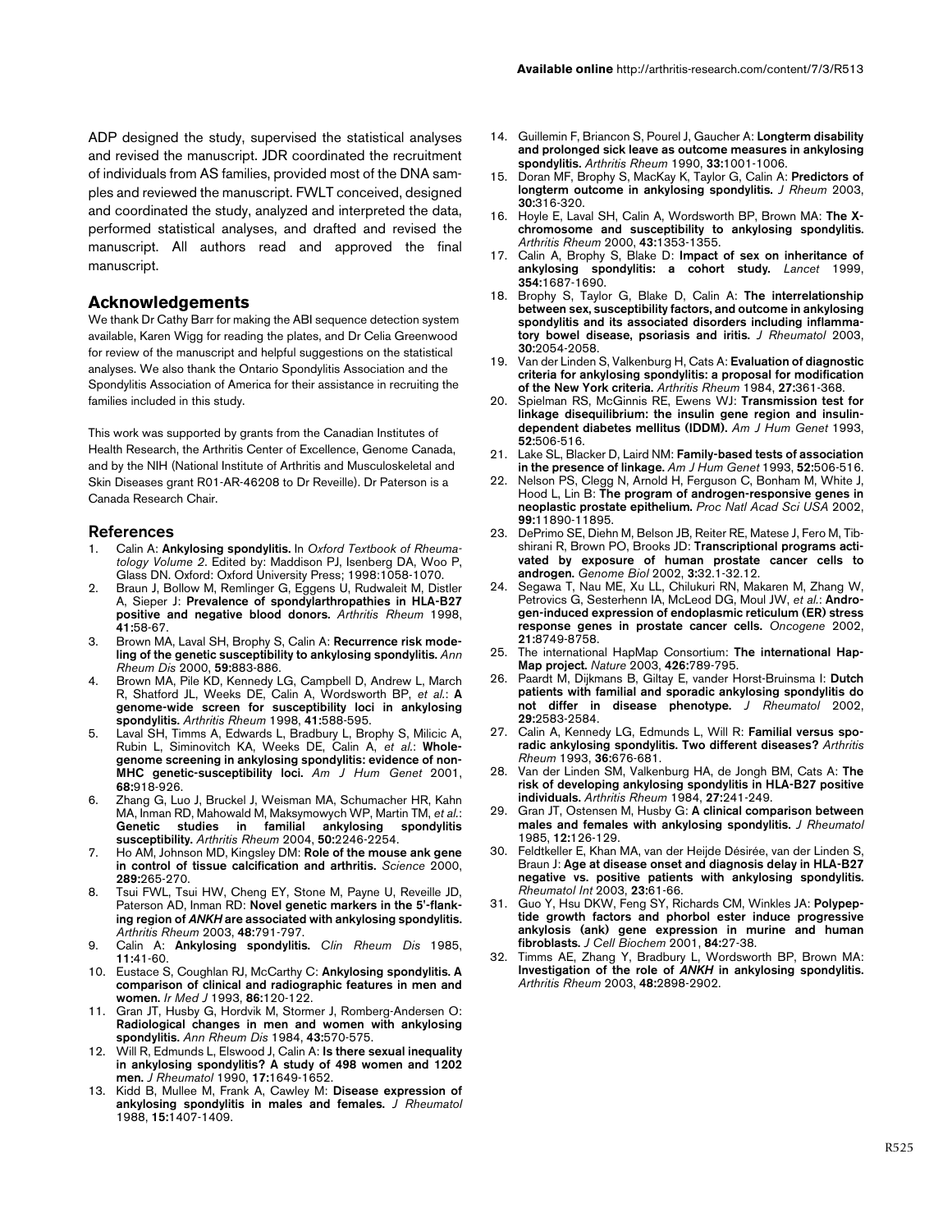ADP designed the study, supervised the statistical analyses and revised the manuscript. JDR coordinated the recruitment of individuals from AS families, provided most of the DNA samples and reviewed the manuscript. FWLT conceived, designed and coordinated the study, analyzed and interpreted the data, performed statistical analyses, and drafted and revised the manuscript. All authors read and approved the final manuscript.

## Acknowledgements

We thank Dr Cathy Barr for making the ABI sequence detection system available, Karen Wigg for reading the plates, and Dr Celia Greenwood for review of the manuscript and helpful suggestions on the statistical analyses. We also thank the Ontario Spondylitis Association and the Spondylitis Association of America for their assistance in recruiting the families included in this study.

This work was supported by grants from the Canadian Institutes of Health Research, the Arthritis Center of Excellence, Genome Canada, and by the NIH (National Institute of Arthritis and Musculoskeletal and Skin Diseases grant R01-AR-46208 to Dr Reveille). Dr Paterson is a Canada Research Chair.

## References

1. Calin A: **Ankylosing spondylitis.** In *Oxford Textbook of Rheumatology Volume 2*. Edited by: Maddison PJ, Isenberg DA, Woo P, Glass DN. Oxford: Oxford University Press; 1998:1058-1070.
2. Braun J, Bollow M, Remlinger G, Eggens U, Rudwaleit M, Distler A, Sieper J: **Prevalence of spondylarthropathies in HLA-B27 positive and negative blood donors.** *Arthritis Rheum* 1998, **41:**58-67.
3. Brown MA, Laval SH, Brophy S, Calin A: **Recurrence risk modeling of the genetic susceptibility to ankylosing spondylitis.** *Ann Rheum Dis* 2000, **59:**883-886.
4. Brown MA, Pile KD, Kennedy LG, Campbell D, Andrew L, March R, Shatford JL, Weeks DE, Calin A, Wordsworth BP, *et al.*: **A genome-wide screen for susceptibility loci in ankylosing spondylitis.** *Arthritis Rheum* 1998, **41:**588-595.
5. Laval SH, Timms A, Edwards L, Bradbury L, Brophy S, Milicic A, Rubin L, Siminovitch KA, Weeks DE, Calin A, *et al.*: **Whole-genome screening in ankylosing spondylitis: evidence of non-MHC genetic-susceptibility loci.** *Am J Hum Genet* 2001, **68:**918-926.
6. Zhang G, Luo J, Bruckel J, Weisman MA, Schumacher HR, Kahn MA, Inman RD, Mahowald M, Maksymowych WP, Martin TM, *et al.*: **Genetic studies in familial ankylosing spondylitis susceptibility.** *Arthritis Rheum* 2004, **50:**2246-2254.
7. Ho AM, Johnson MD, Kingsley DM: **Role of the mouse ank gene in control of tissue calcification and arthritis.** *Science* 2000, **289:**265-270.
8. Tsui FWL, Tsui HW, Cheng EY, Stone M, Payne U, Reveille JD, Paterson AD, Inman RD: **Novel genetic markers in the 5'-flanking region of *ANKH* are associated with ankylosing spondylitis.** *Arthritis Rheum* 2003, **48:**791-797.
9. Calin A: **Ankylosing spondylitis.** *Clin Rheum Dis* 1985, **11:**41-60.
10. Eustace S, Coughlan RJ, McCarthy C: **Ankylosing spondylitis. A comparison of clinical and radiographic features in men and women.** *Ir Med J* 1993, **86:**120-122.
11. Gran JT, Husby G, Hordvik M, Stormer J, Romberg-Andersen O: **Radiological changes in men and women with ankylosing spondylitis.** *Ann Rheum Dis* 1984, **43:**570-575.
12. Will R, Edmunds L, Elswood J, Calin A: **Is there sexual inequality in ankylosing spondylitis? A study of 498 women and 1202 men.** *J Rheumatol* 1990, **17:**1649-1652.
13. Kidd B, Mullee M, Frank A, Cawley M: **Disease expression of ankylosing spondylitis in males and females.** *J Rheumatol* 1988, **15:**1407-1409.
14. Guillemin F, Briancon S, Pourel J, Gaucher A: **Longterm disability and prolonged sick leave as outcome measures in ankylosing spondylitis.** *Arthritis Rheum* 1990, **33:**1001-1006.
15. Doran MF, Brophy S, MacKay K, Taylor G, Calin A: **Predictors of longterm outcome in ankylosing spondylitis.** *J Rheum* 2003, **30:**316-320.
16. Hoyle E, Laval SH, Calin A, Wordsworth BP, Brown MA: **The X-chromosome and susceptibility to ankylosing spondylitis.** *Arthritis Rheum* 2000, **43:**1353-1355.
17. Calin A, Brophy S, Blake D: **Impact of sex on inheritance of ankylosing spondylitis: a cohort study.** *Lancet* 1999, **354:**1687-1690.
18. Brophy S, Taylor G, Blake D, Calin A: **The interrelationship between sex, susceptibility factors, and outcome in ankylosing spondylitis and its associated disorders including inflammatory bowel disease, psoriasis and iritis.** *J Rheumatol* 2003, **30:**2054-2058.
19. Van der Linden S, Valkenburg H, Cats A: **Evaluation of diagnostic criteria for ankylosing spondylitis: a proposal for modification of the New York criteria.** *Arthritis Rheum* 1984, **27:**361-368.
20. Spielman RS, McGinnis RE, Ewens WJ: **Transmission test for linkage disequilibrium: the insulin gene region and insulin-dependent diabetes mellitus (IDDM).** *Am J Hum Genet* 1993, **52:**506-516.
21. Lake SL, Blacker D, Laird NM: **Family-based tests of association in the presence of linkage.** *Am J Hum Genet* 1993, **52:**506-516.
22. Nelson PS, Clegg N, Arnold H, Ferguson C, Bonham M, White J, Hood L, Lin B: **The program of androgen-responsive genes in neoplastic prostate epithelium.** *Proc Natl Acad Sci USA* 2002, **99:**11890-11895.
23. DePrimo SE, Diehn M, Belson JB, Reiter RE, Matese J, Fero M, Tibshirani R, Brown PO, Brooks JD: **Transcriptional programs activated by exposure of human prostate cancer cells to androgen.** *Genome Biol* 2002, **3:**32.1-32.12.
24. Segawa T, Nau ME, Xu LL, Chilukuri RN, Makaren M, Zhang W, Petrovics G, Sesterhenn IA, McLeod DG, Moul JW, *et al.*: **Androgen-induced expression of endoplasmic reticulum (ER) stress response genes in prostate cancer cells.** *Oncogene* 2002, **21:**8749-8758.
25. The international HapMap Consortium: **The international HapMap project.** *Nature* 2003, **426:**789-795.
26. Paardt M, Dijkmans B, Giltay E, vander Horst-Bruinsma I: **Dutch patients with familial and sporadic ankylosing spondylitis do not differ in disease phenotype.** *J Rheumatol* 2002, **29:**2583-2584.
27. Calin A, Kennedy LG, Edmunds L, Will R: **Familial versus sporadic ankylosing spondylitis. Two different diseases?** *Arthritis Rheum* 1993, **36:**676-681.
28. Van der Linden SM, Valkenburg HA, de Jongh BM, Cats A: **The risk of developing ankylosing spondylitis in HLA-B27 positive individuals.** *Arthritis Rheum* 1984, **27:**241-249.
29. Gran JT, Ostensen M, Husby G: **A clinical comparison between males and females with ankylosing spondylitis.** *J Rheumatol* 1985, **12:**126-129.
30. Feldtkeller E, Khan MA, van der Heijde Désirée, van der Linden S, Braun J: **Age at disease onset and diagnosis delay in HLA-B27 negative vs. positive patients with ankylosing spondylitis.** *Rheumatol Int* 2003, **23:**61-66.
31. Guo Y, Hsu DKW, Feng SY, Richards CM, Winkles JA: **Polypeptide growth factors and phorbol ester induce progressive ankylosis (ank) gene expression in murine and human fibroblasts.** *J Cell Biochem* 2001, **84:**27-38.
32. Timms AE, Zhang Y, Bradbury L, Wordsworth BP, Brown MA: **Investigation of the role of *ANKH* in ankylosing spondylitis.** *Arthritis Rheum* 2003, **48:**2898-2902.